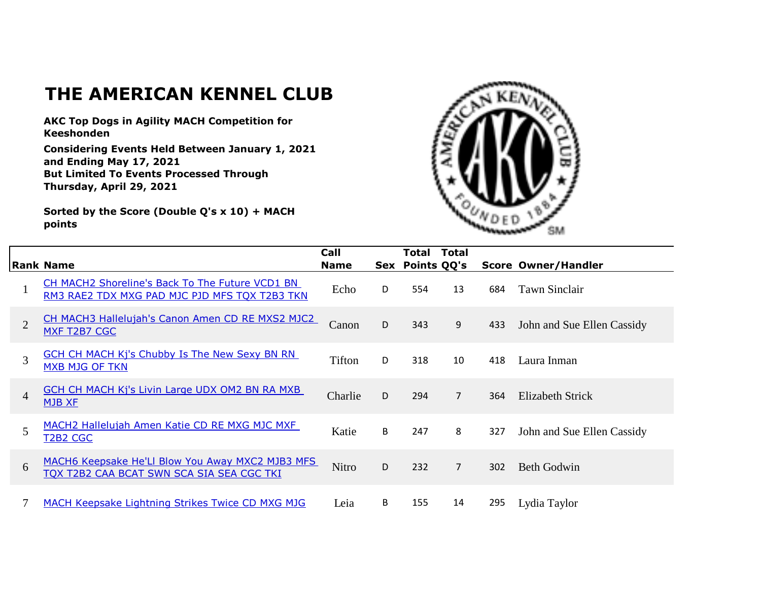# THE AMERICAN KENNEL CLUB

**AKC Top Dogs in Agility MACH Competition for Keeshonden**

**Considering Events Held Between January 1, 2021 and Ending May 17, 2021**
**But Limited To Events Processed Through Thursday, April 29, 2021**

**Sorted by the Score (Double Q's x 10) + MACH points**

| Rank | Name | Call Name | Sex | Total Points | Total QQ's | Score | Owner/Handler |
|---|---|---|---|---|---|---|---|
| 1 | CH MACH2 Shoreline's Back To The Future VCD1 BN RM3 RAE2 TDX MXG PAD MJC PJD MFS TQX T2B3 TKN | Echo | D | 554 | 13 | 684 | Tawn Sinclair |
| 2 | CH MACH3 Hallelujah's Canon Amen CD RE MXS2 MJC2 MXF T2B7 CGC | Canon | D | 343 | 9 | 433 | John and Sue Ellen Cassidy |
| 3 | GCH CH MACH Kj's Chubby Is The New Sexy BN RN MXB MJG OF TKN | Tifton | D | 318 | 10 | 418 | Laura Inman |
| 4 | GCH CH MACH Kj's Livin Large UDX OM2 BN RA MXB MJB XF | Charlie | D | 294 | 7 | 364 | Elizabeth Strick |
| 5 | MACH2 Hallelujah Amen Katie CD RE MXG MJC MXF T2B2 CGC | Katie | B | 247 | 8 | 327 | John and Sue Ellen Cassidy |
| 6 | MACH6 Keepsake He'Ll Blow You Away MXC2 MJB3 MFS TQX T2B2 CAA BCAT SWN SCA SIA SEA CGC TKI | Nitro | D | 232 | 7 | 302 | Beth Godwin |
| 7 | MACH Keepsake Lightning Strikes Twice CD MXG MJG | Leia | B | 155 | 14 | 295 | Lydia Taylor |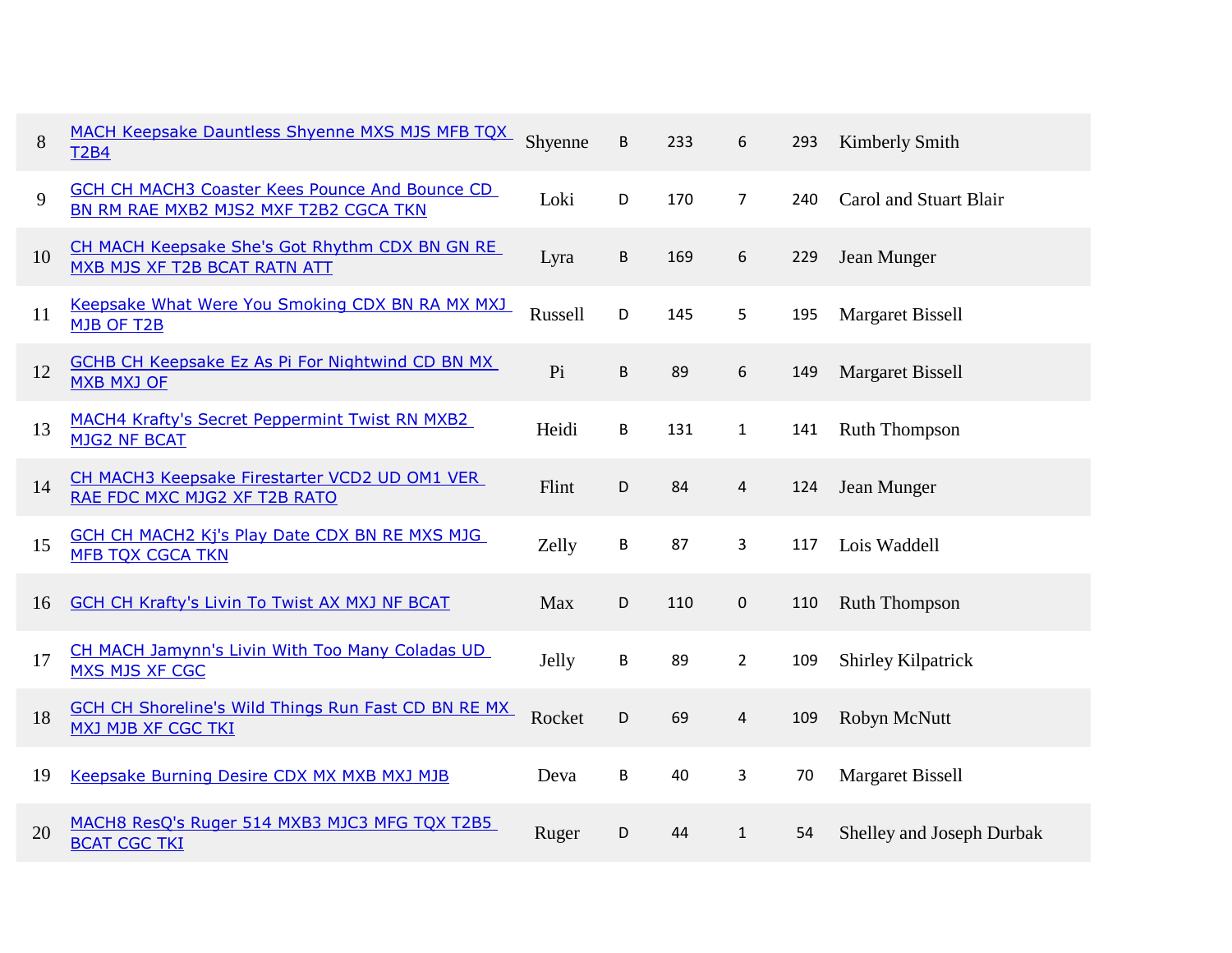| | | | | | | | |
|---|---|---|---|---|---|---|---|
| 8 | [MACH Keepsake Dauntless Shyenne MXS MJS MFB TQX T2B4] | Shyenne | B | 233 | 6 | 293 | Kimberly Smith |
| 9 | [GCH CH MACH3 Coaster Kees Pounce And Bounce CD BN RM RAE MXB2 MJS2 MXF T2B2 CGCA TKN] | Loki | D | 170 | 7 | 240 | Carol and Stuart Blair |
| 10 | [CH MACH Keepsake She's Got Rhythm CDX BN GN RE MXB MJS XF T2B BCAT RATN ATT] | Lyra | B | 169 | 6 | 229 | Jean Munger |
| 11 | [Keepsake What Were You Smoking CDX BN RA MX MXJ MJB OF T2B] | Russell | D | 145 | 5 | 195 | Margaret Bissell |
| 12 | [GCHB CH Keepsake Ez As Pi For Nightwind CD BN MX MXB MXJ OF] | Pi | B | 89 | 6 | 149 | Margaret Bissell |
| 13 | [MACH4 Krafty's Secret Peppermint Twist RN MXB2 MJG2 NF BCAT] | Heidi | B | 131 | 1 | 141 | Ruth Thompson |
| 14 | [CH MACH3 Keepsake Firestarter VCD2 UD OM1 VER RAE FDC MXC MJG2 XF T2B RATO] | Flint | D | 84 | 4 | 124 | Jean Munger |
| 15 | [GCH CH MACH2 Kj's Play Date CDX BN RE MXS MJG MFB TQX CGCA TKN] | Zelly | B | 87 | 3 | 117 | Lois Waddell |
| 16 | [GCH CH Krafty's Livin To Twist AX MXJ NF BCAT] | Max | D | 110 | 0 | 110 | Ruth Thompson |
| 17 | [CH MACH Jamynn's Livin With Too Many Coladas UD MXS MJS XF CGC] | Jelly | B | 89 | 2 | 109 | Shirley Kilpatrick |
| 18 | [GCH CH Shoreline's Wild Things Run Fast CD BN RE MX MXJ MJB XF CGC TKI] | Rocket | D | 69 | 4 | 109 | Robyn McNutt |
| 19 | [Keepsake Burning Desire CDX MX MXB MXJ MJB] | Deva | B | 40 | 3 | 70 | Margaret Bissell |
| 20 | [MACH8 ResQ's Ruger 514 MXB3 MJC3 MFG TQX T2B5 BCAT CGC TKI] | Ruger | D | 44 | 1 | 54 | Shelley and Joseph Durbak |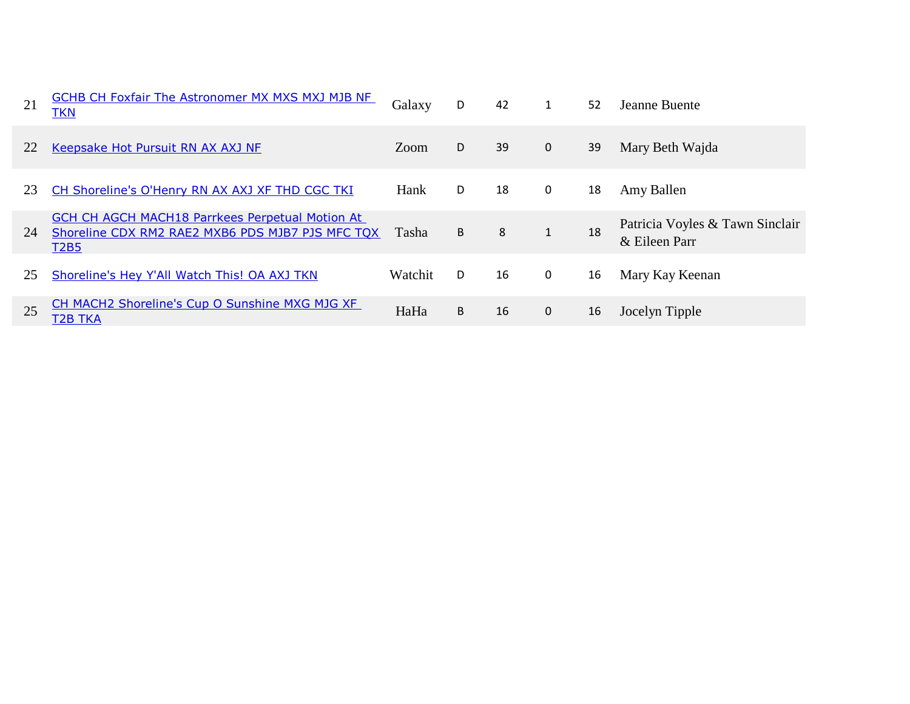| | | | | | | | |
|---|---|---|---|---|---|---|---|
| 21 | GCHB CH Foxfair The Astronomer MX MXS MXJ MJB NF TKN | Galaxy | D | 42 | 1 | 52 | Jeanne Buente |
| 22 | Keepsake Hot Pursuit RN AX AXJ NF | Zoom | D | 39 | 0 | 39 | Mary Beth Wajda |
| 23 | CH Shoreline's O'Henry RN AX AXJ XF THD CGC TKI | Hank | D | 18 | 0 | 18 | Amy Ballen |
| 24 | GCH CH AGCH MACH18 Parrkees Perpetual Motion At Shoreline CDX RM2 RAE2 MXB6 PDS MJB7 PJS MFC TQX T2B5 | Tasha | B | 8 | 1 | 18 | Patricia Voyles & Tawn Sinclair & Eileen Parr |
| 25 | Shoreline's Hey Y'All Watch This! OA AXJ TKN | Watchit | D | 16 | 0 | 16 | Mary Kay Keenan |
| 25 | CH MACH2 Shoreline's Cup O Sunshine MXG MJG XF T2B TKA | HaHa | B | 16 | 0 | 16 | Jocelyn Tipple |